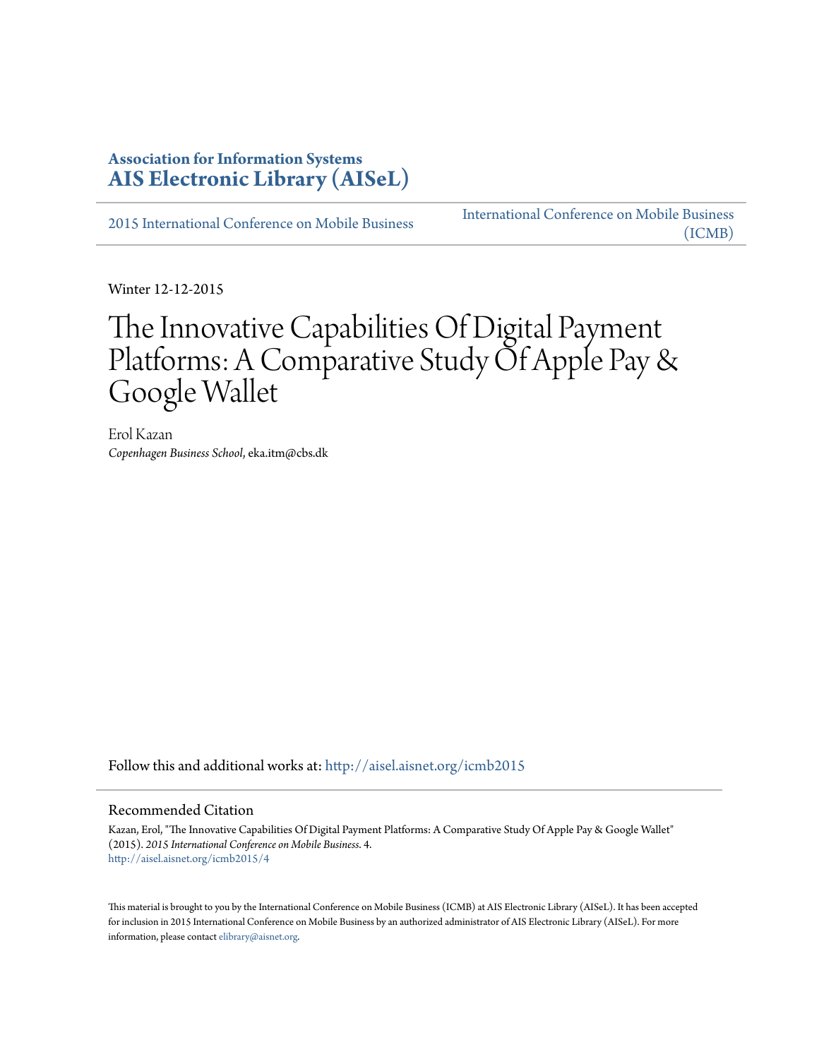**Association for Information Systems**
**[AIS Electronic Library (AISeL)](http://aisel.aisnet.org)**

[2015 International Conference on Mobile Business](http://aisel.aisnet.org/icmb2015) | [International Conference on Mobile Business (ICMB)](http://aisel.aisnet.org/icmb)

Winter 12-12-2015

# The Innovative Capabilities Of Digital Payment Platforms: A Comparative Study Of Apple Pay & Google Wallet

Erol Kazan
*Copenhagen Business School*, eka.itm@cbs.dk

Follow this and additional works at: http://aisel.aisnet.org/icmb2015

## Recommended Citation

Kazan, Erol, "The Innovative Capabilities Of Digital Payment Platforms: A Comparative Study Of Apple Pay & Google Wallet" (2015). *2015 International Conference on Mobile Business*. 4.
http://aisel.aisnet.org/icmb2015/4

This material is brought to you by the International Conference on Mobile Business (ICMB) at AIS Electronic Library (AISeL). It has been accepted for inclusion in 2015 International Conference on Mobile Business by an authorized administrator of AIS Electronic Library (AISeL). For more information, please contact elibrary@aisnet.org.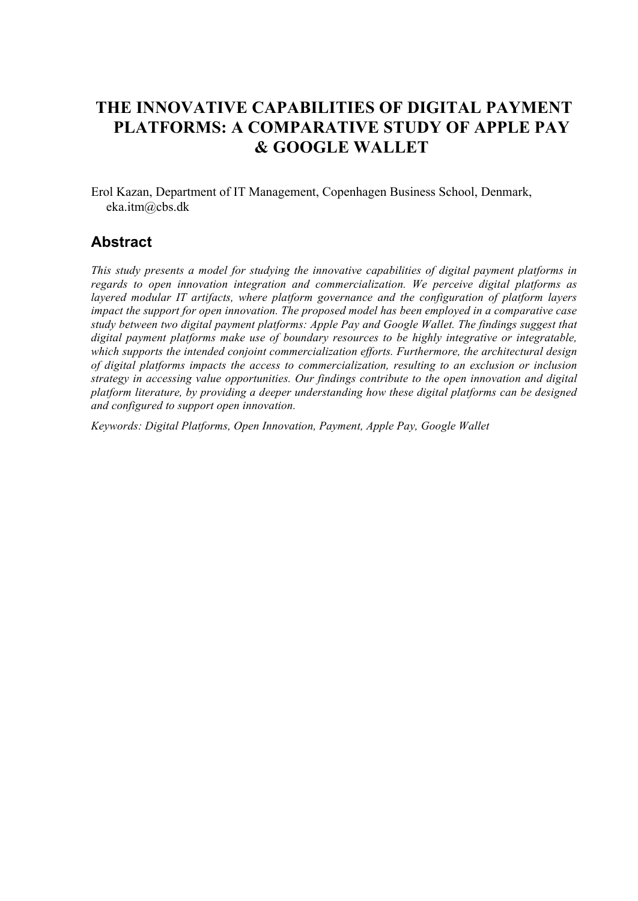# THE INNOVATIVE CAPABILITIES OF DIGITAL PAYMENT PLATFORMS: A COMPARATIVE STUDY OF APPLE PAY & GOOGLE WALLET

Erol Kazan, Department of IT Management, Copenhagen Business School, Denmark, eka.itm@cbs.dk

## Abstract

*This study presents a model for studying the innovative capabilities of digital payment platforms in regards to open innovation integration and commercialization. We perceive digital platforms as layered modular IT artifacts, where platform governance and the configuration of platform layers impact the support for open innovation. The proposed model has been employed in a comparative case study between two digital payment platforms: Apple Pay and Google Wallet. The findings suggest that digital payment platforms make use of boundary resources to be highly integrative or integratable, which supports the intended conjoint commercialization efforts. Furthermore, the architectural design of digital platforms impacts the access to commercialization, resulting to an exclusion or inclusion strategy in accessing value opportunities. Our findings contribute to the open innovation and digital platform literature, by providing a deeper understanding how these digital platforms can be designed and configured to support open innovation.*

*Keywords: Digital Platforms, Open Innovation, Payment, Apple Pay, Google Wallet*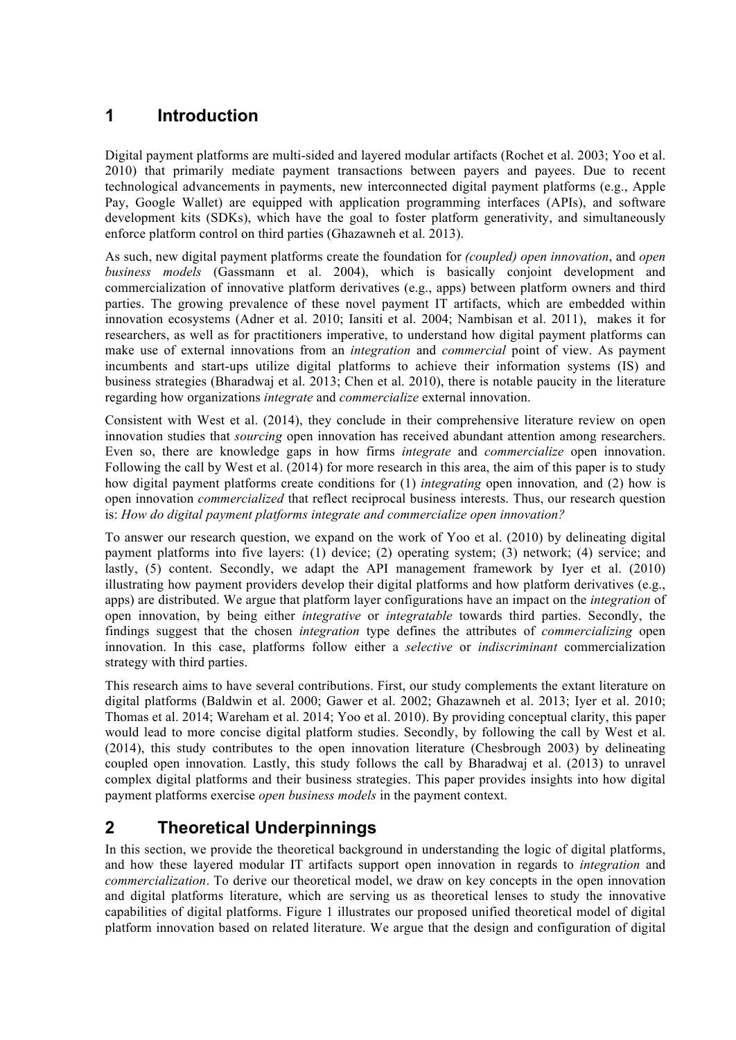# 1 Introduction

Digital payment platforms are multi-sided and layered modular artifacts (Rochet et al. 2003; Yoo et al. 2010) that primarily mediate payment transactions between payers and payees. Due to recent technological advancements in payments, new interconnected digital payment platforms (e.g., Apple Pay, Google Wallet) are equipped with application programming interfaces (APIs), and software development kits (SDKs), which have the goal to foster platform generativity, and simultaneously enforce platform control on third parties (Ghazawneh et al. 2013).

As such, new digital payment platforms create the foundation for *(coupled) open innovation*, and *open business models* (Gassmann et al. 2004), which is basically conjoint development and commercialization of innovative platform derivatives (e.g., apps) between platform owners and third parties. The growing prevalence of these novel payment IT artifacts, which are embedded within innovation ecosystems (Adner et al. 2010; Iansiti et al. 2004; Nambisan et al. 2011), makes it for researchers, as well as for practitioners imperative, to understand how digital payment platforms can make use of external innovations from an *integration* and *commercial* point of view. As payment incumbents and start-ups utilize digital platforms to achieve their information systems (IS) and business strategies (Bharadwaj et al. 2013; Chen et al. 2010), there is notable paucity in the literature regarding how organizations *integrate* and *commercialize* external innovation.

Consistent with West et al. (2014), they conclude in their comprehensive literature review on open innovation studies that *sourcing* open innovation has received abundant attention among researchers. Even so, there are knowledge gaps in how firms *integrate* and *commercialize* open innovation. Following the call by West et al. (2014) for more research in this area, the aim of this paper is to study how digital payment platforms create conditions for (1) *integrating* open innovation*,* and (2) how is open innovation *commercialized* that reflect reciprocal business interests. Thus, our research question is: *How do digital payment platforms integrate and commercialize open innovation?*

To answer our research question, we expand on the work of Yoo et al. (2010) by delineating digital payment platforms into five layers: (1) device; (2) operating system; (3) network; (4) service; and lastly, (5) content. Secondly, we adapt the API management framework by Iyer et al. (2010) illustrating how payment providers develop their digital platforms and how platform derivatives (e.g., apps) are distributed. We argue that platform layer configurations have an impact on the *integration* of open innovation, by being either *integrative* or *integratable* towards third parties. Secondly, the findings suggest that the chosen *integration* type defines the attributes of *commercializing* open innovation. In this case, platforms follow either a *selective* or *indiscriminant* commercialization strategy with third parties.

This research aims to have several contributions. First, our study complements the extant literature on digital platforms (Baldwin et al. 2000; Gawer et al. 2002; Ghazawneh et al. 2013; Iyer et al. 2010; Thomas et al. 2014; Wareham et al. 2014; Yoo et al. 2010). By providing conceptual clarity, this paper would lead to more concise digital platform studies. Secondly, by following the call by West et al. (2014), this study contributes to the open innovation literature (Chesbrough 2003) by delineating coupled open innovation*.* Lastly, this study follows the call by Bharadwaj et al. (2013) to unravel complex digital platforms and their business strategies. This paper provides insights into how digital payment platforms exercise *open business models* in the payment context.

# 2 Theoretical Underpinnings

In this section, we provide the theoretical background in understanding the logic of digital platforms, and how these layered modular IT artifacts support open innovation in regards to *integration* and *commercialization*. To derive our theoretical model, we draw on key concepts in the open innovation and digital platforms literature, which are serving us as theoretical lenses to study the innovative capabilities of digital platforms. Figure 1 illustrates our proposed unified theoretical model of digital platform innovation based on related literature. We argue that the design and configuration of digital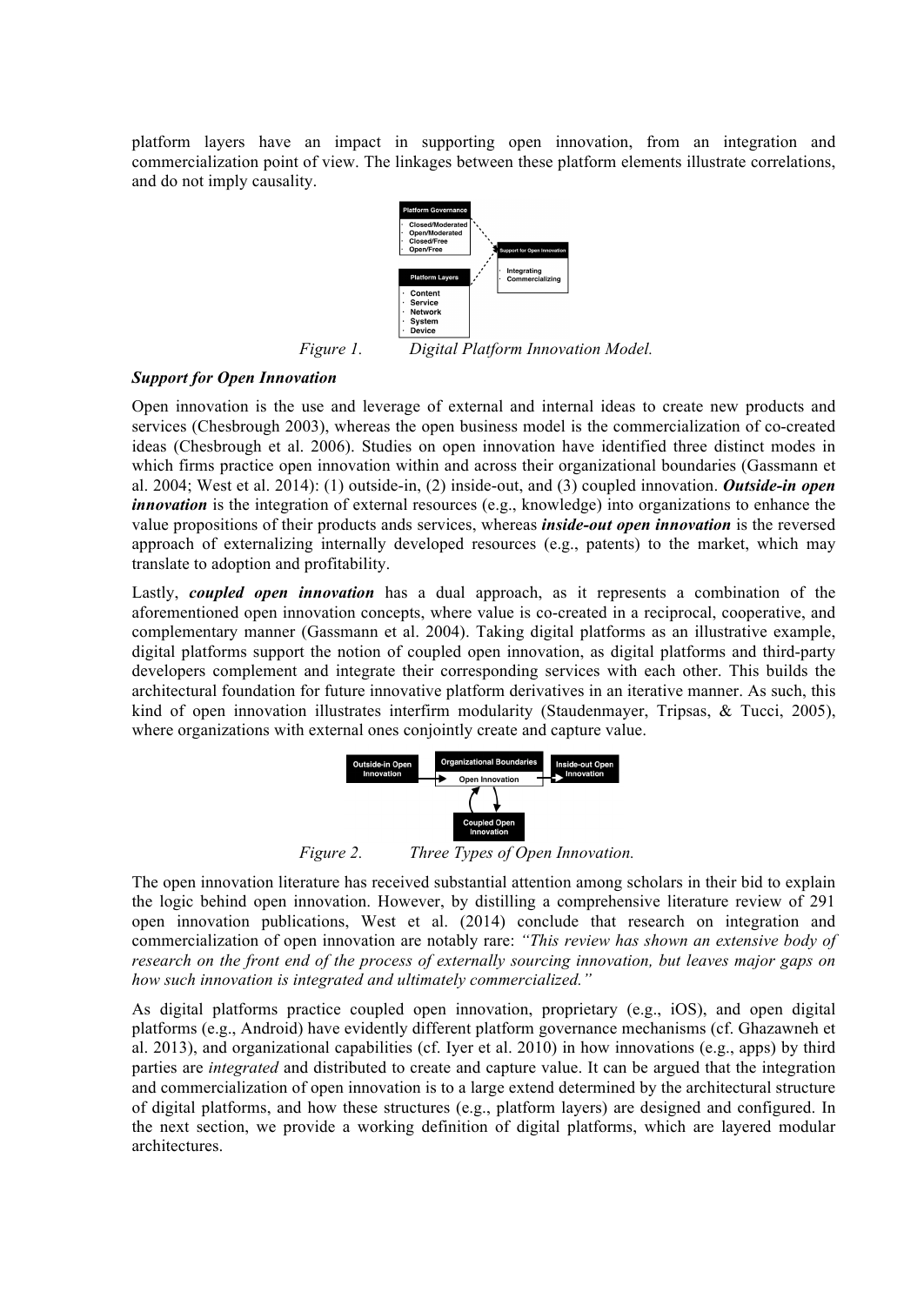platform layers have an impact in supporting open innovation, from an integration and commercialization point of view. The linkages between these platform elements illustrate correlations, and do not imply causality.

*Figure 1. Digital Platform Innovation Model.*

***Support for Open Innovation***

Open innovation is the use and leverage of external and internal ideas to create new products and services (Chesbrough 2003), whereas the open business model is the commercialization of co-created ideas (Chesbrough et al. 2006). Studies on open innovation have identified three distinct modes in which firms practice open innovation within and across their organizational boundaries (Gassmann et al. 2004; West et al. 2014): (1) outside-in, (2) inside-out, and (3) coupled innovation. ***Outside-in open innovation*** is the integration of external resources (e.g., knowledge) into organizations to enhance the value propositions of their products ands services, whereas ***inside-out open innovation*** is the reversed approach of externalizing internally developed resources (e.g., patents) to the market, which may translate to adoption and profitability.

Lastly, ***coupled open innovation*** has a dual approach, as it represents a combination of the aforementioned open innovation concepts, where value is co-created in a reciprocal, cooperative, and complementary manner (Gassmann et al. 2004). Taking digital platforms as an illustrative example, digital platforms support the notion of coupled open innovation, as digital platforms and third-party developers complement and integrate their corresponding services with each other. This builds the architectural foundation for future innovative platform derivatives in an iterative manner. As such, this kind of open innovation illustrates interfirm modularity (Staudenmayer, Tripsas, & Tucci, 2005), where organizations with external ones conjointly create and capture value.

*Figure 2. Three Types of Open Innovation.*

The open innovation literature has received substantial attention among scholars in their bid to explain the logic behind open innovation. However, by distilling a comprehensive literature review of 291 open innovation publications, West et al. (2014) conclude that research on integration and commercialization of open innovation are notably rare: *"This review has shown an extensive body of research on the front end of the process of externally sourcing innovation, but leaves major gaps on how such innovation is integrated and ultimately commercialized."*

As digital platforms practice coupled open innovation, proprietary (e.g., iOS), and open digital platforms (e.g., Android) have evidently different platform governance mechanisms (cf. Ghazawneh et al. 2013), and organizational capabilities (cf. Iyer et al. 2010) in how innovations (e.g., apps) by third parties are *integrated* and distributed to create and capture value. It can be argued that the integration and commercialization of open innovation is to a large extend determined by the architectural structure of digital platforms, and how these structures (e.g., platform layers) are designed and configured. In the next section, we provide a working definition of digital platforms, which are layered modular architectures.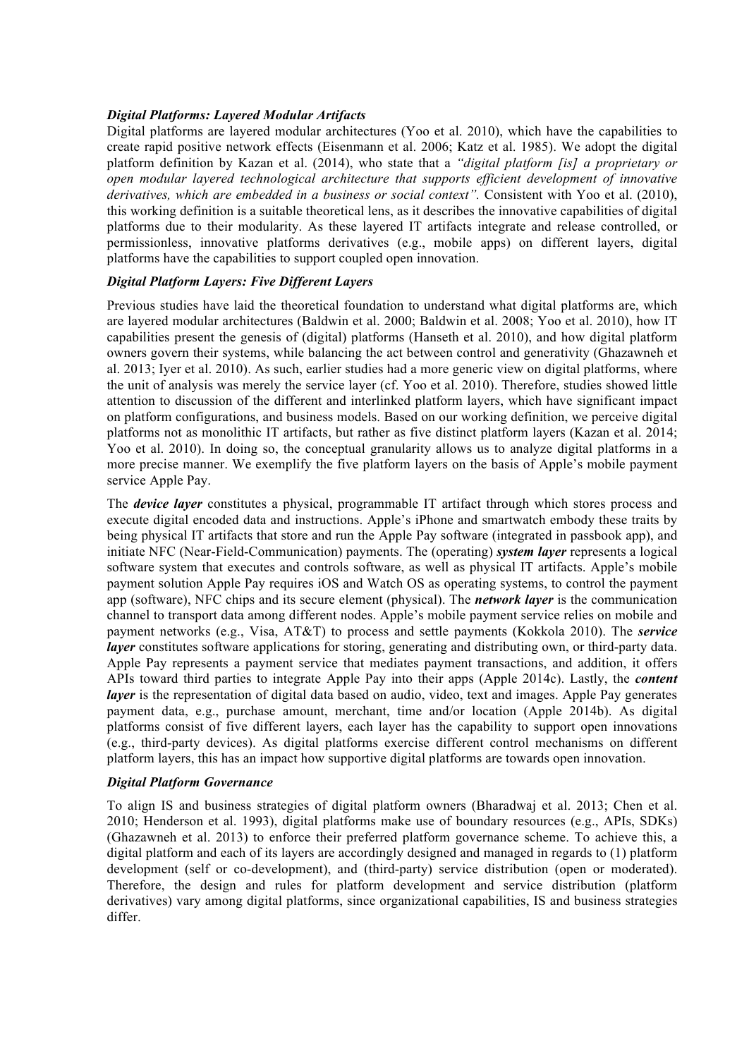### *Digital Platforms: Layered Modular Artifacts*

Digital platforms are layered modular architectures (Yoo et al. 2010), which have the capabilities to create rapid positive network effects (Eisenmann et al. 2006; Katz et al. 1985). We adopt the digital platform definition by Kazan et al. (2014), who state that a *"digital platform [is] a proprietary or open modular layered technological architecture that supports efficient development of innovative derivatives, which are embedded in a business or social context".* Consistent with Yoo et al. (2010), this working definition is a suitable theoretical lens, as it describes the innovative capabilities of digital platforms due to their modularity. As these layered IT artifacts integrate and release controlled, or permissionless, innovative platforms derivatives (e.g., mobile apps) on different layers, digital platforms have the capabilities to support coupled open innovation.

### *Digital Platform Layers: Five Different Layers*

Previous studies have laid the theoretical foundation to understand what digital platforms are, which are layered modular architectures (Baldwin et al. 2000; Baldwin et al. 2008; Yoo et al. 2010), how IT capabilities present the genesis of (digital) platforms (Hanseth et al. 2010), and how digital platform owners govern their systems, while balancing the act between control and generativity (Ghazawneh et al. 2013; Iyer et al. 2010). As such, earlier studies had a more generic view on digital platforms, where the unit of analysis was merely the service layer (cf. Yoo et al. 2010). Therefore, studies showed little attention to discussion of the different and interlinked platform layers, which have significant impact on platform configurations, and business models. Based on our working definition, we perceive digital platforms not as monolithic IT artifacts, but rather as five distinct platform layers (Kazan et al. 2014; Yoo et al. 2010). In doing so, the conceptual granularity allows us to analyze digital platforms in a more precise manner. We exemplify the five platform layers on the basis of Apple's mobile payment service Apple Pay.

The ***device layer*** constitutes a physical, programmable IT artifact through which stores process and execute digital encoded data and instructions. Apple's iPhone and smartwatch embody these traits by being physical IT artifacts that store and run the Apple Pay software (integrated in passbook app), and initiate NFC (Near-Field-Communication) payments. The (operating) ***system layer*** represents a logical software system that executes and controls software, as well as physical IT artifacts. Apple's mobile payment solution Apple Pay requires iOS and Watch OS as operating systems, to control the payment app (software), NFC chips and its secure element (physical). The ***network layer*** is the communication channel to transport data among different nodes. Apple's mobile payment service relies on mobile and payment networks (e.g., Visa, AT&T) to process and settle payments (Kokkola 2010). The ***service layer*** constitutes software applications for storing, generating and distributing own, or third-party data. Apple Pay represents a payment service that mediates payment transactions, and addition, it offers APIs toward third parties to integrate Apple Pay into their apps (Apple 2014c). Lastly, the ***content layer*** is the representation of digital data based on audio, video, text and images. Apple Pay generates payment data, e.g., purchase amount, merchant, time and/or location (Apple 2014b). As digital platforms consist of five different layers, each layer has the capability to support open innovations (e.g., third-party devices). As digital platforms exercise different control mechanisms on different platform layers, this has an impact how supportive digital platforms are towards open innovation.

### *Digital Platform Governance*

To align IS and business strategies of digital platform owners (Bharadwaj et al. 2013; Chen et al. 2010; Henderson et al. 1993), digital platforms make use of boundary resources (e.g., APIs, SDKs) (Ghazawneh et al. 2013) to enforce their preferred platform governance scheme. To achieve this, a digital platform and each of its layers are accordingly designed and managed in regards to (1) platform development (self or co-development), and (third-party) service distribution (open or moderated). Therefore, the design and rules for platform development and service distribution (platform derivatives) vary among digital platforms, since organizational capabilities, IS and business strategies differ.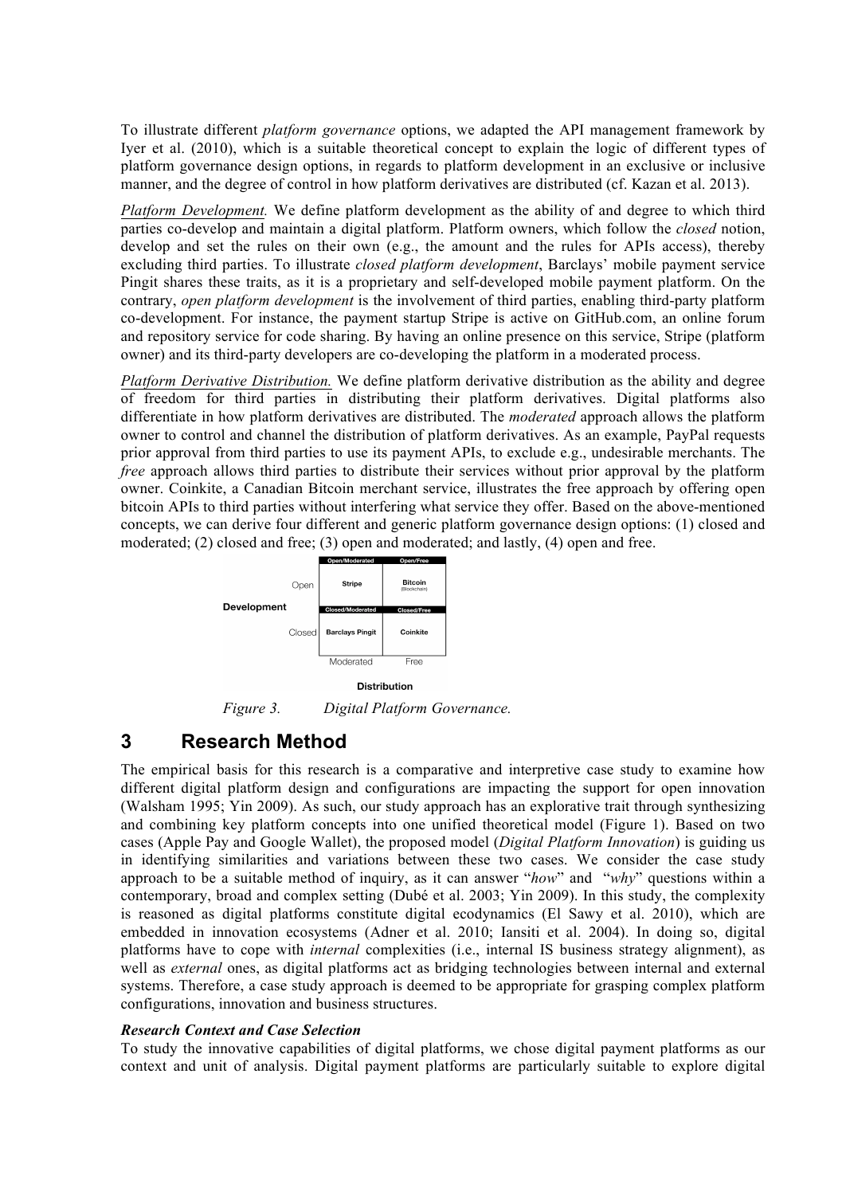To illustrate different *platform governance* options, we adapted the API management framework by Iyer et al. (2010), which is a suitable theoretical concept to explain the logic of different types of platform governance design options, in regards to platform development in an exclusive or inclusive manner, and the degree of control in how platform derivatives are distributed (cf. Kazan et al. 2013).

*Platform Development.* We define platform development as the ability of and degree to which third parties co-develop and maintain a digital platform. Platform owners, which follow the *closed* notion, develop and set the rules on their own (e.g., the amount and the rules for APIs access), thereby excluding third parties. To illustrate *closed platform development*, Barclays' mobile payment service Pingit shares these traits, as it is a proprietary and self-developed mobile payment platform. On the contrary, *open platform development* is the involvement of third parties, enabling third-party platform co-development. For instance, the payment startup Stripe is active on GitHub.com, an online forum and repository service for code sharing. By having an online presence on this service, Stripe (platform owner) and its third-party developers are co-developing the platform in a moderated process.

*Platform Derivative Distribution.* We define platform derivative distribution as the ability and degree of freedom for third parties in distributing their platform derivatives. Digital platforms also differentiate in how platform derivatives are distributed. The *moderated* approach allows the platform owner to control and channel the distribution of platform derivatives. As an example, PayPal requests prior approval from third parties to use its payment APIs, to exclude e.g., undesirable merchants. The *free* approach allows third parties to distribute their services without prior approval by the platform owner. Coinkite, a Canadian Bitcoin merchant service, illustrates the free approach by offering open bitcoin APIs to third parties without interfering what service they offer. Based on the above-mentioned concepts, we can derive four different and generic platform governance design options: (1) closed and moderated; (2) closed and free; (3) open and moderated; and lastly, (4) open and free.

| Development \ Distribution | Moderated | Free |
|---|---|---|
| Open | Open/Moderated: Stripe | Open/Free: Bitcoin (Blockchain) |
| Closed | Closed/Moderated: Barclays Pingit | Closed/Free: Coinkite |

*Figure 3.* *Digital Platform Governance.*

# 3 Research Method

The empirical basis for this research is a comparative and interpretive case study to examine how different digital platform design and configurations are impacting the support for open innovation (Walsham 1995; Yin 2009). As such, our study approach has an explorative trait through synthesizing and combining key platform concepts into one unified theoretical model (Figure 1). Based on two cases (Apple Pay and Google Wallet), the proposed model (*Digital Platform Innovation*) is guiding us in identifying similarities and variations between these two cases. We consider the case study approach to be a suitable method of inquiry, as it can answer "*how*" and "*why*" questions within a contemporary, broad and complex setting (Dubé et al. 2003; Yin 2009). In this study, the complexity is reasoned as digital platforms constitute digital ecodynamics (El Sawy et al. 2010), which are embedded in innovation ecosystems (Adner et al. 2010; Iansiti et al. 2004). In doing so, digital platforms have to cope with *internal* complexities (i.e., internal IS business strategy alignment), as well as *external* ones, as digital platforms act as bridging technologies between internal and external systems. Therefore, a case study approach is deemed to be appropriate for grasping complex platform configurations, innovation and business structures.

***Research Context and Case Selection***

To study the innovative capabilities of digital platforms, we chose digital payment platforms as our context and unit of analysis. Digital payment platforms are particularly suitable to explore digital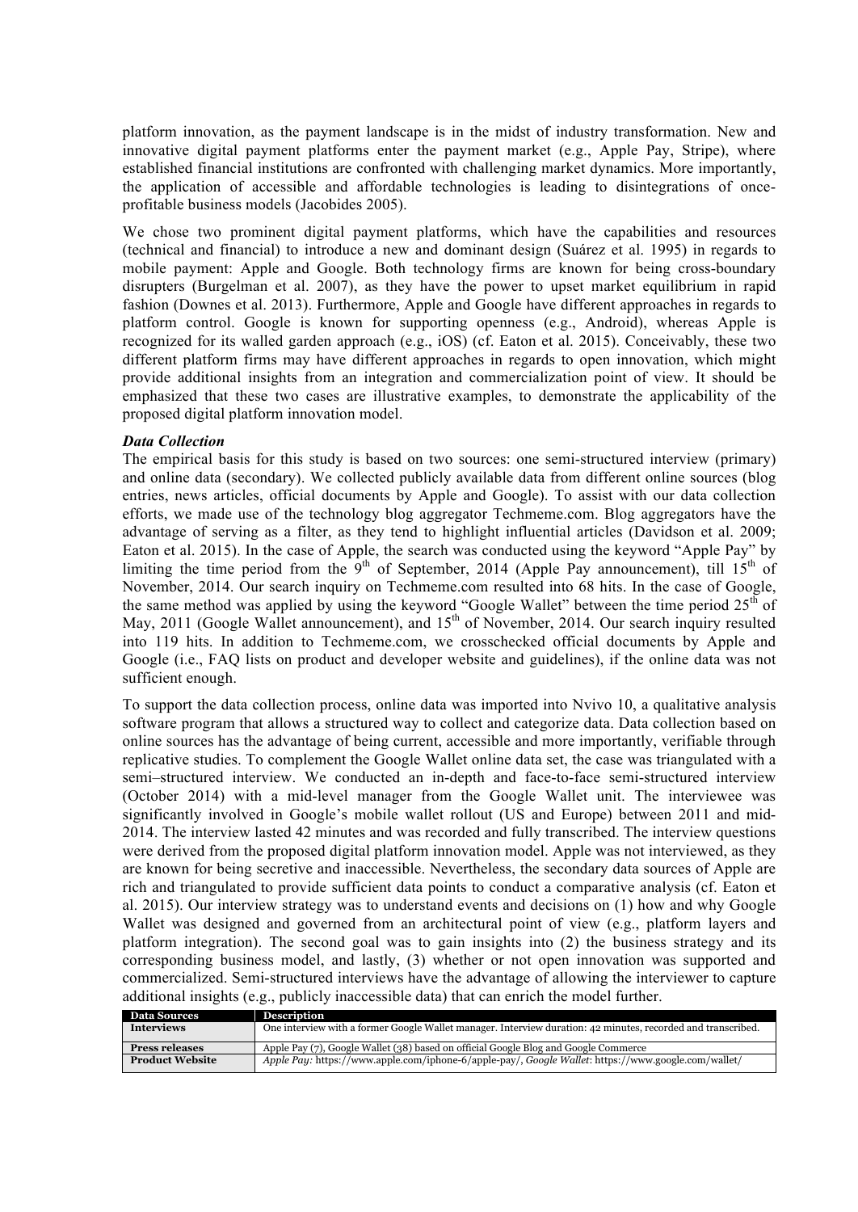platform innovation, as the payment landscape is in the midst of industry transformation. New and innovative digital payment platforms enter the payment market (e.g., Apple Pay, Stripe), where established financial institutions are confronted with challenging market dynamics. More importantly, the application of accessible and affordable technologies is leading to disintegrations of once-profitable business models (Jacobides 2005).

We chose two prominent digital payment platforms, which have the capabilities and resources (technical and financial) to introduce a new and dominant design (Suárez et al. 1995) in regards to mobile payment: Apple and Google. Both technology firms are known for being cross-boundary disrupters (Burgelman et al. 2007), as they have the power to upset market equilibrium in rapid fashion (Downes et al. 2013). Furthermore, Apple and Google have different approaches in regards to platform control. Google is known for supporting openness (e.g., Android), whereas Apple is recognized for its walled garden approach (e.g., iOS) (cf. Eaton et al. 2015). Conceivably, these two different platform firms may have different approaches in regards to open innovation, which might provide additional insights from an integration and commercialization point of view. It should be emphasized that these two cases are illustrative examples, to demonstrate the applicability of the proposed digital platform innovation model.

***Data Collection***

The empirical basis for this study is based on two sources: one semi-structured interview (primary) and online data (secondary). We collected publicly available data from different online sources (blog entries, news articles, official documents by Apple and Google). To assist with our data collection efforts, we made use of the technology blog aggregator Techmeme.com. Blog aggregators have the advantage of serving as a filter, as they tend to highlight influential articles (Davidson et al. 2009; Eaton et al. 2015). In the case of Apple, the search was conducted using the keyword "Apple Pay" by limiting the time period from the 9th of September, 2014 (Apple Pay announcement), till 15th of November, 2014. Our search inquiry on Techmeme.com resulted into 68 hits. In the case of Google, the same method was applied by using the keyword "Google Wallet" between the time period 25th of May, 2011 (Google Wallet announcement), and 15th of November, 2014. Our search inquiry resulted into 119 hits. In addition to Techmeme.com, we crosschecked official documents by Apple and Google (i.e., FAQ lists on product and developer website and guidelines), if the online data was not sufficient enough.

To support the data collection process, online data was imported into Nvivo 10, a qualitative analysis software program that allows a structured way to collect and categorize data. Data collection based on online sources has the advantage of being current, accessible and more importantly, verifiable through replicative studies. To complement the Google Wallet online data set, the case was triangulated with a semi–structured interview. We conducted an in-depth and face-to-face semi-structured interview (October 2014) with a mid-level manager from the Google Wallet unit. The interviewee was significantly involved in Google's mobile wallet rollout (US and Europe) between 2011 and mid-2014. The interview lasted 42 minutes and was recorded and fully transcribed. The interview questions were derived from the proposed digital platform innovation model. Apple was not interviewed, as they are known for being secretive and inaccessible. Nevertheless, the secondary data sources of Apple are rich and triangulated to provide sufficient data points to conduct a comparative analysis (cf. Eaton et al. 2015). Our interview strategy was to understand events and decisions on (1) how and why Google Wallet was designed and governed from an architectural point of view (e.g., platform layers and platform integration). The second goal was to gain insights into (2) the business strategy and its corresponding business model, and lastly, (3) whether or not open innovation was supported and commercialized. Semi-structured interviews have the advantage of allowing the interviewer to capture additional insights (e.g., publicly inaccessible data) that can enrich the model further.

| Data Sources | Description |
|---|---|
| **Interviews** | One interview with a former Google Wallet manager. Interview duration: 42 minutes, recorded and transcribed. |
| **Press releases** | Apple Pay (7), Google Wallet (38) based on official Google Blog and Google Commerce |
| **Product Website** | *Apple Pay:* https://www.apple.com/iphone-6/apple-pay/, *Google Wallet*: https://www.google.com/wallet/ |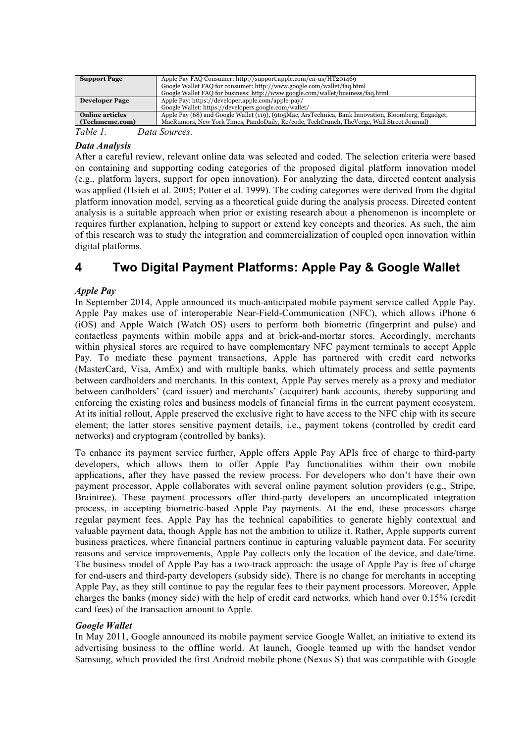| Support Page | Apple Pay FAQ Consumer: http://support.apple.com/en-us/HT201469<br>Google Wallet FAQ for consumer: http://www.google.com/wallet/faq.html<br>Google Wallet FAQ for business: http://www.google.com/wallet/business/faq.html |
|---|---|
| **Developer Page** | Apple Pay: https://developer.apple.com/apple-pay/<br>Google Wallet: https://developers.google.com/wallet/ |
| **Online articles (Techmeme.com)** | Apple Pay (68) and Google Wallet (119), (9to5Mac, ArsTechnica, Bank Innovation, Bloomberg, Engadget, MacRumors, New York Times, PandoDaily, Re/code, TechCrunch, TheVerge, Wall Street Journal) |

*Table 1. Data Sources.*

***Data Analysis***

After a careful review, relevant online data was selected and coded. The selection criteria were based on containing and supporting coding categories of the proposed digital platform innovation model (e.g., platform layers, support for open innovation). For analyzing the data, directed content analysis was applied (Hsieh et al. 2005; Potter et al. 1999). The coding categories were derived from the digital platform innovation model, serving as a theoretical guide during the analysis process. Directed content analysis is a suitable approach when prior or existing research about a phenomenon is incomplete or requires further explanation, helping to support or extend key concepts and theories. As such, the aim of this research was to study the integration and commercialization of coupled open innovation within digital platforms.

## 4 Two Digital Payment Platforms: Apple Pay & Google Wallet

***Apple Pay***

In September 2014, Apple announced its much-anticipated mobile payment service called Apple Pay. Apple Pay makes use of interoperable Near-Field-Communication (NFC), which allows iPhone 6 (iOS) and Apple Watch (Watch OS) users to perform both biometric (fingerprint and pulse) and contactless payments within mobile apps and at brick-and-mortar stores. Accordingly, merchants within physical stores are required to have complementary NFC payment terminals to accept Apple Pay. To mediate these payment transactions, Apple has partnered with credit card networks (MasterCard, Visa, AmEx) and with multiple banks, which ultimately process and settle payments between cardholders and merchants. In this context, Apple Pay serves merely as a proxy and mediator between cardholders' (card issuer) and merchants' (acquirer) bank accounts, thereby supporting and enforcing the existing roles and business models of financial firms in the current payment ecosystem. At its initial rollout, Apple preserved the exclusive right to have access to the NFC chip with its secure element; the latter stores sensitive payment details, i.e., payment tokens (controlled by credit card networks) and cryptogram (controlled by banks).

To enhance its payment service further, Apple offers Apple Pay APIs free of charge to third-party developers, which allows them to offer Apple Pay functionalities within their own mobile applications, after they have passed the review process. For developers who don't have their own payment processor, Apple collaborates with several online payment solution providers (e.g., Stripe, Braintree). These payment processors offer third-party developers an uncomplicated integration process, in accepting biometric-based Apple Pay payments. At the end, these processors charge regular payment fees. Apple Pay has the technical capabilities to generate highly contextual and valuable payment data, though Apple has not the ambition to utilize it. Rather, Apple supports current business practices, where financial partners continue in capturing valuable payment data. For security reasons and service improvements, Apple Pay collects only the location of the device, and date/time. The business model of Apple Pay has a two-track approach: the usage of Apple Pay is free of charge for end-users and third-party developers (subsidy side). There is no change for merchants in accepting Apple Pay, as they still continue to pay the regular fees to their payment processors. Moreover, Apple charges the banks (money side) with the help of credit card networks, which hand over 0.15% (credit card fees) of the transaction amount to Apple.

***Google Wallet***

In May 2011, Google announced its mobile payment service Google Wallet, an initiative to extend its advertising business to the offline world. At launch, Google teamed up with the handset vendor Samsung, which provided the first Android mobile phone (Nexus S) that was compatible with Google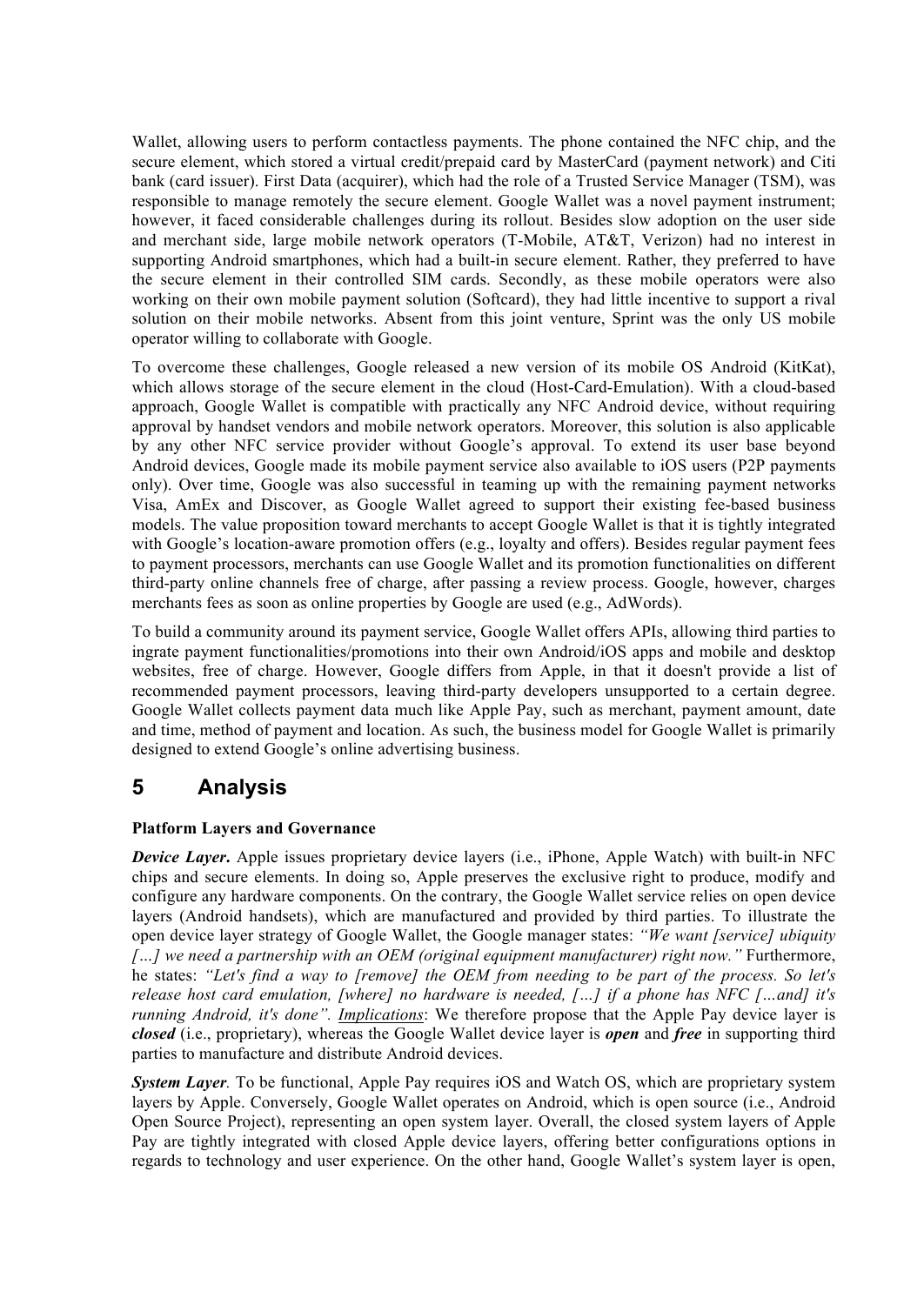Wallet, allowing users to perform contactless payments. The phone contained the NFC chip, and the secure element, which stored a virtual credit/prepaid card by MasterCard (payment network) and Citi bank (card issuer). First Data (acquirer), which had the role of a Trusted Service Manager (TSM), was responsible to manage remotely the secure element. Google Wallet was a novel payment instrument; however, it faced considerable challenges during its rollout. Besides slow adoption on the user side and merchant side, large mobile network operators (T-Mobile, AT&T, Verizon) had no interest in supporting Android smartphones, which had a built-in secure element. Rather, they preferred to have the secure element in their controlled SIM cards. Secondly, as these mobile operators were also working on their own mobile payment solution (Softcard), they had little incentive to support a rival solution on their mobile networks. Absent from this joint venture, Sprint was the only US mobile operator willing to collaborate with Google.

To overcome these challenges, Google released a new version of its mobile OS Android (KitKat), which allows storage of the secure element in the cloud (Host-Card-Emulation). With a cloud-based approach, Google Wallet is compatible with practically any NFC Android device, without requiring approval by handset vendors and mobile network operators. Moreover, this solution is also applicable by any other NFC service provider without Google's approval. To extend its user base beyond Android devices, Google made its mobile payment service also available to iOS users (P2P payments only). Over time, Google was also successful in teaming up with the remaining payment networks Visa, AmEx and Discover, as Google Wallet agreed to support their existing fee-based business models. The value proposition toward merchants to accept Google Wallet is that it is tightly integrated with Google's location-aware promotion offers (e.g., loyalty and offers). Besides regular payment fees to payment processors, merchants can use Google Wallet and its promotion functionalities on different third-party online channels free of charge, after passing a review process. Google, however, charges merchants fees as soon as online properties by Google are used (e.g., AdWords).

To build a community around its payment service, Google Wallet offers APIs, allowing third parties to ingrate payment functionalities/promotions into their own Android/iOS apps and mobile and desktop websites, free of charge. However, Google differs from Apple, in that it doesn't provide a list of recommended payment processors, leaving third-party developers unsupported to a certain degree. Google Wallet collects payment data much like Apple Pay, such as merchant, payment amount, date and time, method of payment and location. As such, the business model for Google Wallet is primarily designed to extend Google's online advertising business.

# 5 Analysis

**Platform Layers and Governance**

***Device Layer*.** Apple issues proprietary device layers (i.e., iPhone, Apple Watch) with built-in NFC chips and secure elements. In doing so, Apple preserves the exclusive right to produce, modify and configure any hardware components. On the contrary, the Google Wallet service relies on open device layers (Android handsets), which are manufactured and provided by third parties. To illustrate the open device layer strategy of Google Wallet, the Google manager states: *"We want [service] ubiquity […] we need a partnership with an OEM (original equipment manufacturer) right now."* Furthermore, he states: *"Let's find a way to [remove] the OEM from needing to be part of the process. So let's release host card emulation, [where] no hardware is needed, […] if a phone has NFC […and] it's running Android, it's done"*. *Implications*: We therefore propose that the Apple Pay device layer is ***closed*** (i.e., proprietary), whereas the Google Wallet device layer is ***open*** and ***free*** in supporting third parties to manufacture and distribute Android devices.

***System Layer*.** To be functional, Apple Pay requires iOS and Watch OS, which are proprietary system layers by Apple. Conversely, Google Wallet operates on Android, which is open source (i.e., Android Open Source Project), representing an open system layer. Overall, the closed system layers of Apple Pay are tightly integrated with closed Apple device layers, offering better configurations options in regards to technology and user experience. On the other hand, Google Wallet's system layer is open,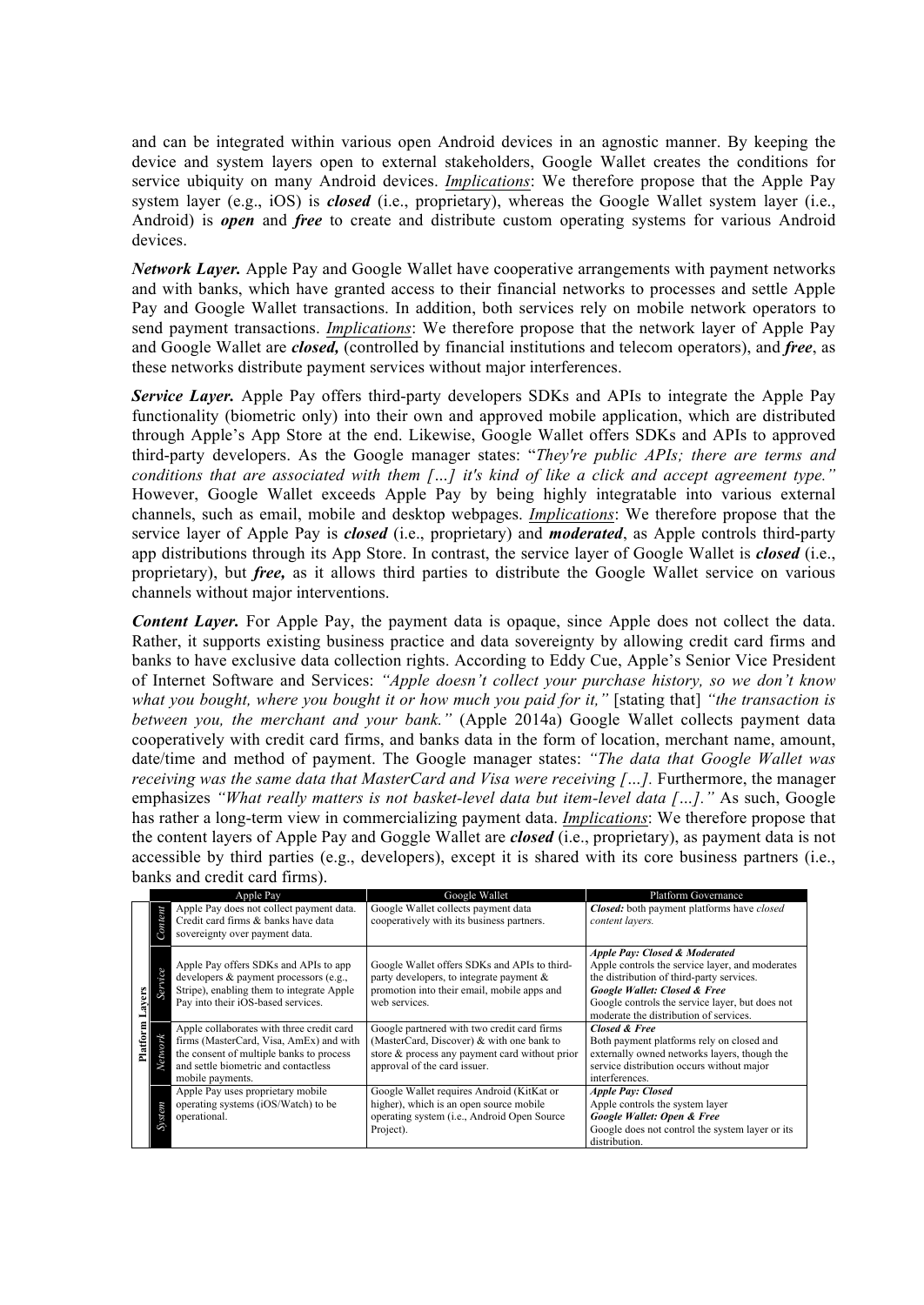and can be integrated within various open Android devices in an agnostic manner. By keeping the device and system layers open to external stakeholders, Google Wallet creates the conditions for service ubiquity on many Android devices. Implications: We therefore propose that the Apple Pay system layer (e.g., iOS) is ***closed*** (i.e., proprietary), whereas the Google Wallet system layer (i.e., Android) is ***open*** and ***free*** to create and distribute custom operating systems for various Android devices.

***Network Layer.*** Apple Pay and Google Wallet have cooperative arrangements with payment networks and with banks, which have granted access to their financial networks to processes and settle Apple Pay and Google Wallet transactions. In addition, both services rely on mobile network operators to send payment transactions. *Implications*: We therefore propose that the network layer of Apple Pay and Google Wallet are ***closed,*** (controlled by financial institutions and telecom operators), and ***free***, as these networks distribute payment services without major interferences.

***Service Layer.*** Apple Pay offers third-party developers SDKs and APIs to integrate the Apple Pay functionality (biometric only) into their own and approved mobile application, which are distributed through Apple's App Store at the end. Likewise, Google Wallet offers SDKs and APIs to approved third-party developers. As the Google manager states: "*They're public APIs; there are terms and conditions that are associated with them […] it's kind of like a click and accept agreement type.*" However, Google Wallet exceeds Apple Pay by being highly integratable into various external channels, such as email, mobile and desktop webpages. *Implications*: We therefore propose that the service layer of Apple Pay is ***closed*** (i.e., proprietary) and ***moderated***, as Apple controls third-party app distributions through its App Store. In contrast, the service layer of Google Wallet is ***closed*** (i.e., proprietary), but ***free,*** as it allows third parties to distribute the Google Wallet service on various channels without major interventions.

***Content Layer.*** For Apple Pay, the payment data is opaque, since Apple does not collect the data. Rather, it supports existing business practice and data sovereignty by allowing credit card firms and banks to have exclusive data collection rights. According to Eddy Cue, Apple's Senior Vice President of Internet Software and Services: *"Apple doesn't collect your purchase history, so we don't know what you bought, where you bought it or how much you paid for it,"* [stating that] *"the transaction is between you, the merchant and your bank."* (Apple 2014a) Google Wallet collects payment data cooperatively with credit card firms, and banks data in the form of location, merchant name, amount, date/time and method of payment. The Google manager states: *"The data that Google Wallet was receiving was the same data that MasterCard and Visa were receiving […].* Furthermore, the manager emphasizes *"What really matters is not basket-level data but item-level data […]."* As such, Google has rather a long-term view in commercializing payment data. *Implications*: We therefore propose that the content layers of Apple Pay and Goggle Wallet are ***closed*** (i.e., proprietary), as payment data is not accessible by third parties (e.g., developers), except it is shared with its core business partners (i.e., banks and credit card firms).

| Platform Layers | | Apple Pay | Google Wallet | Platform Governance |
|---|---|---|---|---|
| | *Content* | Apple Pay does not collect payment data. Credit card firms & banks have data sovereignty over payment data. | Google Wallet collects payment data cooperatively with its business partners. | ***Closed:*** both payment platforms have *closed content layers.* |
| | *Service* | Apple Pay offers SDKs and APIs to app developers & payment processors (e.g., Stripe), enabling them to integrate Apple Pay into their iOS-based services. | Google Wallet offers SDKs and APIs to third-party developers, to integrate payment & promotion into their email, mobile apps and web services. | ***Apple Pay: Closed & Moderated*** Apple controls the service layer, and moderates the distribution of third-party services. ***Google Wallet: Closed & Free*** Google controls the service layer, but does not moderate the distribution of services. |
| | *Network* | Apple collaborates with three credit card firms (MasterCard, Visa, AmEx) and with the consent of multiple banks to process and settle biometric and contactless mobile payments. | Google partnered with two credit card firms (MasterCard, Discover) & with one bank to store & process any payment card without prior approval of the card issuer. | ***Closed & Free*** Both payment platforms rely on closed and externally owned networks layers, though the service distribution occurs without major interferences. |
| | *System* | Apple Pay uses proprietary mobile operating systems (iOS/Watch) to be operational. | Google Wallet requires Android (KitKat or higher), which is an open source mobile operating system (i.e., Android Open Source Project). | ***Apple Pay: Closed*** Apple controls the system layer ***Google Wallet: Open & Free*** Google does not control the system layer or its distribution. |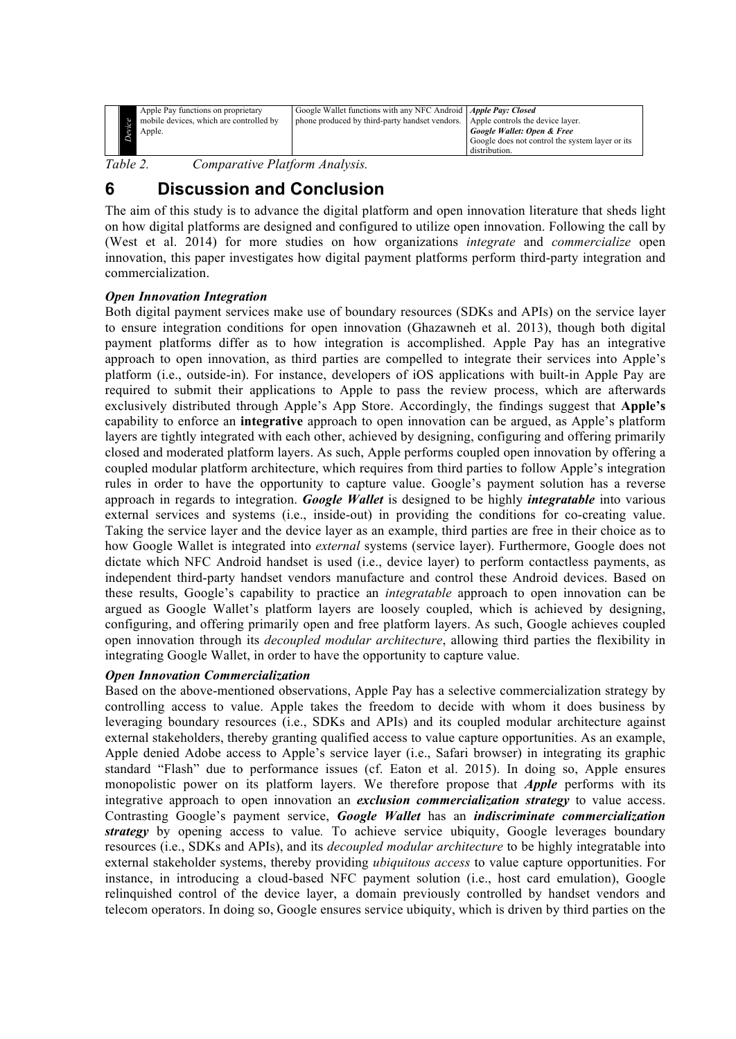| *Device* | Apple Pay functions on proprietary mobile devices, which are controlled by Apple. | Google Wallet functions with any NFC Android phone produced by third-party handset vendors. | ***Apple Pay: Closed*** Apple controls the device layer. ***Google Wallet: Open & Free*** Google does not control the system layer or its distribution. |
|---|---|---|---|

*Table 2. Comparative Platform Analysis.*

# 6 Discussion and Conclusion

The aim of this study is to advance the digital platform and open innovation literature that sheds light on how digital platforms are designed and configured to utilize open innovation. Following the call by (West et al. 2014) for more studies on how organizations *integrate* and *commercialize* open innovation, this paper investigates how digital payment platforms perform third-party integration and commercialization.

***Open Innovation Integration***

Both digital payment services make use of boundary resources (SDKs and APIs) on the service layer to ensure integration conditions for open innovation (Ghazawneh et al. 2013), though both digital payment platforms differ as to how integration is accomplished. Apple Pay has an integrative approach to open innovation, as third parties are compelled to integrate their services into Apple's platform (i.e., outside-in). For instance, developers of iOS applications with built-in Apple Pay are required to submit their applications to Apple to pass the review process, which are afterwards exclusively distributed through Apple's App Store. Accordingly, the findings suggest that **Apple's** capability to enforce an **integrative** approach to open innovation can be argued, as Apple's platform layers are tightly integrated with each other, achieved by designing, configuring and offering primarily closed and moderated platform layers. As such, Apple performs coupled open innovation by offering a coupled modular platform architecture, which requires from third parties to follow Apple's integration rules in order to have the opportunity to capture value. Google's payment solution has a reverse approach in regards to integration. ***Google Wallet*** is designed to be highly ***integratable*** into various external services and systems (i.e., inside-out) in providing the conditions for co-creating value. Taking the service layer and the device layer as an example, third parties are free in their choice as to how Google Wallet is integrated into *external* systems (service layer). Furthermore, Google does not dictate which NFC Android handset is used (i.e., device layer) to perform contactless payments, as independent third-party handset vendors manufacture and control these Android devices. Based on these results, Google's capability to practice an *integratable* approach to open innovation can be argued as Google Wallet's platform layers are loosely coupled, which is achieved by designing, configuring, and offering primarily open and free platform layers. As such, Google achieves coupled open innovation through its *decoupled modular architecture*, allowing third parties the flexibility in integrating Google Wallet, in order to have the opportunity to capture value.

***Open Innovation Commercialization***

Based on the above-mentioned observations, Apple Pay has a selective commercialization strategy by controlling access to value. Apple takes the freedom to decide with whom it does business by leveraging boundary resources (i.e., SDKs and APIs) and its coupled modular architecture against external stakeholders, thereby granting qualified access to value capture opportunities. As an example, Apple denied Adobe access to Apple's service layer (i.e., Safari browser) in integrating its graphic standard "Flash" due to performance issues (cf. Eaton et al. 2015). In doing so, Apple ensures monopolistic power on its platform layers. We therefore propose that ***Apple*** performs with its integrative approach to open innovation an ***exclusion commercialization strategy*** to value access. Contrasting Google's payment service, ***Google Wallet*** has an ***indiscriminate commercialization strategy*** by opening access to value*.* To achieve service ubiquity, Google leverages boundary resources (i.e., SDKs and APIs), and its *decoupled modular architecture* to be highly integratable into external stakeholder systems, thereby providing *ubiquitous access* to value capture opportunities. For instance, in introducing a cloud-based NFC payment solution (i.e., host card emulation), Google relinquished control of the device layer, a domain previously controlled by handset vendors and telecom operators. In doing so, Google ensures service ubiquity, which is driven by third parties on the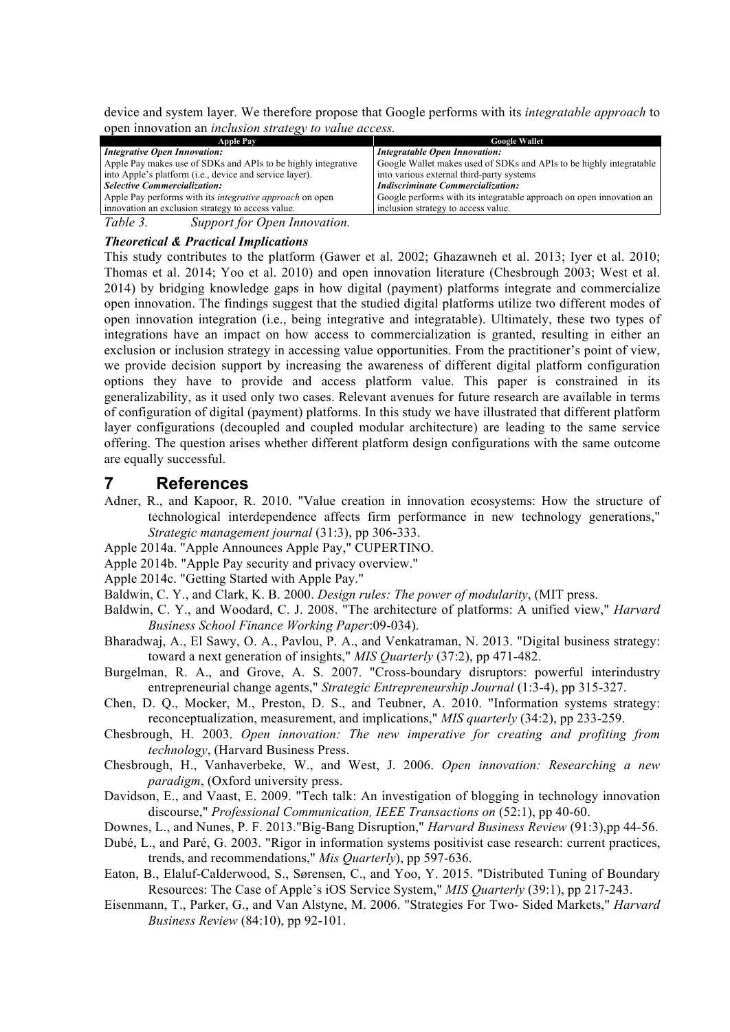device and system layer. We therefore propose that Google performs with its *integratable approach* to open innovation an *inclusion strategy to value access.*

| Apple Pay | Google Wallet |
|---|---|
| ***Integrative Open Innovation:*** | ***Integratable Open Innovation:*** |
| Apple Pay makes use of SDKs and APIs to be highly integrative into Apple's platform (i.e., device and service layer). | Google Wallet makes used of SDKs and APIs to be highly integratable into various external third-party systems |
| ***Selective Commercialization:*** | ***Indiscriminate Commercialization:*** |
| Apple Pay performs with its *integrative approach* on open innovation an exclusion strategy to access value. | Google performs with its integratable approach on open innovation an inclusion strategy to access value. |

*Table 3. Support for Open Innovation.*

***Theoretical & Practical Implications***

This study contributes to the platform (Gawer et al. 2002; Ghazawneh et al. 2013; Iyer et al. 2010; Thomas et al. 2014; Yoo et al. 2010) and open innovation literature (Chesbrough 2003; West et al. 2014) by bridging knowledge gaps in how digital (payment) platforms integrate and commercialize open innovation. The findings suggest that the studied digital platforms utilize two different modes of open innovation integration (i.e., being integrative and integratable). Ultimately, these two types of integrations have an impact on how access to commercialization is granted, resulting in either an exclusion or inclusion strategy in accessing value opportunities. From the practitioner's point of view, we provide decision support by increasing the awareness of different digital platform configuration options they have to provide and access platform value. This paper is constrained in its generalizability, as it used only two cases. Relevant avenues for future research are available in terms of configuration of digital (payment) platforms. In this study we have illustrated that different platform layer configurations (decoupled and coupled modular architecture) are leading to the same service offering. The question arises whether different platform design configurations with the same outcome are equally successful.

# 7 References

Adner, R., and Kapoor, R. 2010. "Value creation in innovation ecosystems: How the structure of technological interdependence affects firm performance in new technology generations," *Strategic management journal* (31:3), pp 306-333.

Apple 2014a. "Apple Announces Apple Pay," CUPERTINO.

Apple 2014b. "Apple Pay security and privacy overview."

Apple 2014c. "Getting Started with Apple Pay."

Baldwin, C. Y., and Clark, K. B. 2000. *Design rules: The power of modularity*, (MIT press.

Baldwin, C. Y., and Woodard, C. J. 2008. "The architecture of platforms: A unified view," *Harvard Business School Finance Working Paper*:09-034).

Bharadwaj, A., El Sawy, O. A., Pavlou, P. A., and Venkatraman, N. 2013. "Digital business strategy: toward a next generation of insights," *MIS Quarterly* (37:2), pp 471-482.

Burgelman, R. A., and Grove, A. S. 2007. "Cross-boundary disruptors: powerful interindustry entrepreneurial change agents," *Strategic Entrepreneurship Journal* (1:3-4), pp 315-327.

Chen, D. Q., Mocker, M., Preston, D. S., and Teubner, A. 2010. "Information systems strategy: reconceptualization, measurement, and implications," *MIS quarterly* (34:2), pp 233-259.

Chesbrough, H. 2003. *Open innovation: The new imperative for creating and profiting from technology*, (Harvard Business Press.

Chesbrough, H., Vanhaverbeke, W., and West, J. 2006. *Open innovation: Researching a new paradigm*, (Oxford university press.

Davidson, E., and Vaast, E. 2009. "Tech talk: An investigation of blogging in technology innovation discourse," *Professional Communication, IEEE Transactions on* (52:1), pp 40-60.

Downes, L., and Nunes, P. F. 2013."Big-Bang Disruption," *Harvard Business Review* (91:3),pp 44-56.

Dubé, L., and Paré, G. 2003. "Rigor in information systems positivist case research: current practices, trends, and recommendations," *Mis Quarterly*), pp 597-636.

Eaton, B., Elaluf-Calderwood, S., Sørensen, C., and Yoo, Y. 2015. "Distributed Tuning of Boundary Resources: The Case of Apple's iOS Service System," *MIS Quarterly* (39:1), pp 217-243.

Eisenmann, T., Parker, G., and Van Alstyne, M. 2006. "Strategies For Two- Sided Markets," *Harvard Business Review* (84:10), pp 92-101.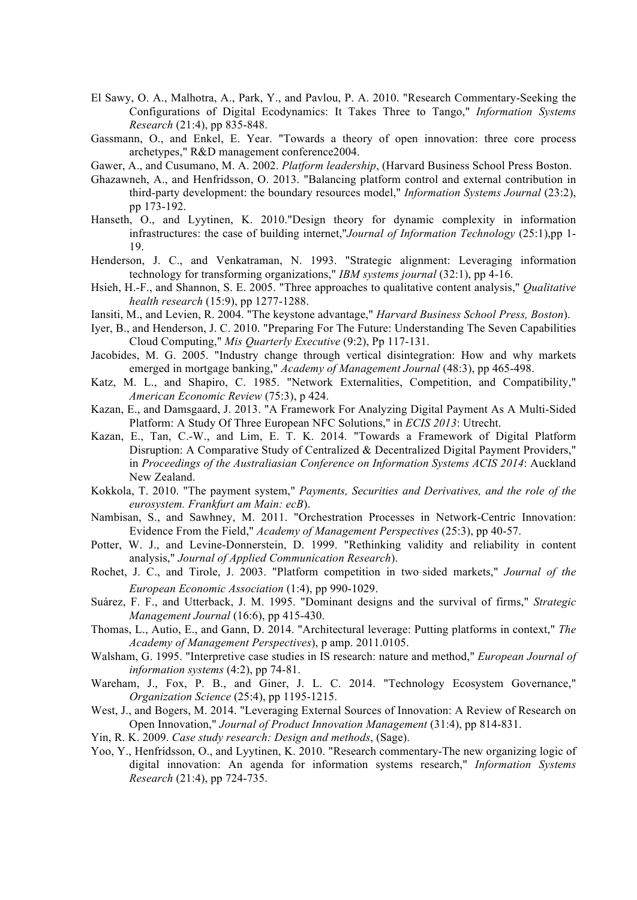El Sawy, O. A., Malhotra, A., Park, Y., and Pavlou, P. A. 2010. "Research Commentary-Seeking the Configurations of Digital Ecodynamics: It Takes Three to Tango," *Information Systems Research* (21:4), pp 835-848.

Gassmann, O., and Enkel, E. Year. "Towards a theory of open innovation: three core process archetypes," R&D management conference2004.

Gawer, A., and Cusumano, M. A. 2002. *Platform leadership*, (Harvard Business School Press Boston.

Ghazawneh, A., and Henfridsson, O. 2013. "Balancing platform control and external contribution in third-party development: the boundary resources model," *Information Systems Journal* (23:2), pp 173-192.

Hanseth, O., and Lyytinen, K. 2010."Design theory for dynamic complexity in information infrastructures: the case of building internet,"*Journal of Information Technology* (25:1),pp 1-19.

Henderson, J. C., and Venkatraman, N. 1993. "Strategic alignment: Leveraging information technology for transforming organizations," *IBM systems journal* (32:1), pp 4-16.

Hsieh, H.-F., and Shannon, S. E. 2005. "Three approaches to qualitative content analysis," *Qualitative health research* (15:9), pp 1277-1288.

Iansiti, M., and Levien, R. 2004. "The keystone advantage," *Harvard Business School Press, Boston*).

Iyer, B., and Henderson, J. C. 2010. "Preparing For The Future: Understanding The Seven Capabilities Cloud Computing," *Mis Quarterly Executive* (9:2), Pp 117-131.

Jacobides, M. G. 2005. "Industry change through vertical disintegration: How and why markets emerged in mortgage banking," *Academy of Management Journal* (48:3), pp 465-498.

Katz, M. L., and Shapiro, C. 1985. "Network Externalities, Competition, and Compatibility," *American Economic Review* (75:3), p 424.

Kazan, E., and Damsgaard, J. 2013. "A Framework For Analyzing Digital Payment As A Multi-Sided Platform: A Study Of Three European NFC Solutions," in *ECIS 2013*: Utrecht.

Kazan, E., Tan, C.-W., and Lim, E. T. K. 2014. "Towards a Framework of Digital Platform Disruption: A Comparative Study of Centralized & Decentralized Digital Payment Providers," in *Proceedings of the Australiasian Conference on Information Systems ACIS 2014*: Auckland New Zealand.

Kokkola, T. 2010. "The payment system," *Payments, Securities and Derivatives, and the role of the eurosystem. Frankfurt am Main: ecB*).

Nambisan, S., and Sawhney, M. 2011. "Orchestration Processes in Network-Centric Innovation: Evidence From the Field," *Academy of Management Perspectives* (25:3), pp 40-57.

Potter, W. J., and Levine-Donnerstein, D. 1999. "Rethinking validity and reliability in content analysis," *Journal of Applied Communication Research*).

Rochet, J. C., and Tirole, J. 2003. "Platform competition in two-sided markets," *Journal of the European Economic Association* (1:4), pp 990-1029.

Suárez, F. F., and Utterback, J. M. 1995. "Dominant designs and the survival of firms," *Strategic Management Journal* (16:6), pp 415-430.

Thomas, L., Autio, E., and Gann, D. 2014. "Architectural leverage: Putting platforms in context," *The Academy of Management Perspectives*), p amp. 2011.0105.

Walsham, G. 1995. "Interpretive case studies in IS research: nature and method," *European Journal of information systems* (4:2), pp 74-81.

Wareham, J., Fox, P. B., and Giner, J. L. C. 2014. "Technology Ecosystem Governance," *Organization Science* (25:4), pp 1195-1215.

West, J., and Bogers, M. 2014. "Leveraging External Sources of Innovation: A Review of Research on Open Innovation," *Journal of Product Innovation Management* (31:4), pp 814-831.

Yin, R. K. 2009. *Case study research: Design and methods*, (Sage).

Yoo, Y., Henfridsson, O., and Lyytinen, K. 2010. "Research commentary-The new organizing logic of digital innovation: An agenda for information systems research," *Information Systems Research* (21:4), pp 724-735.